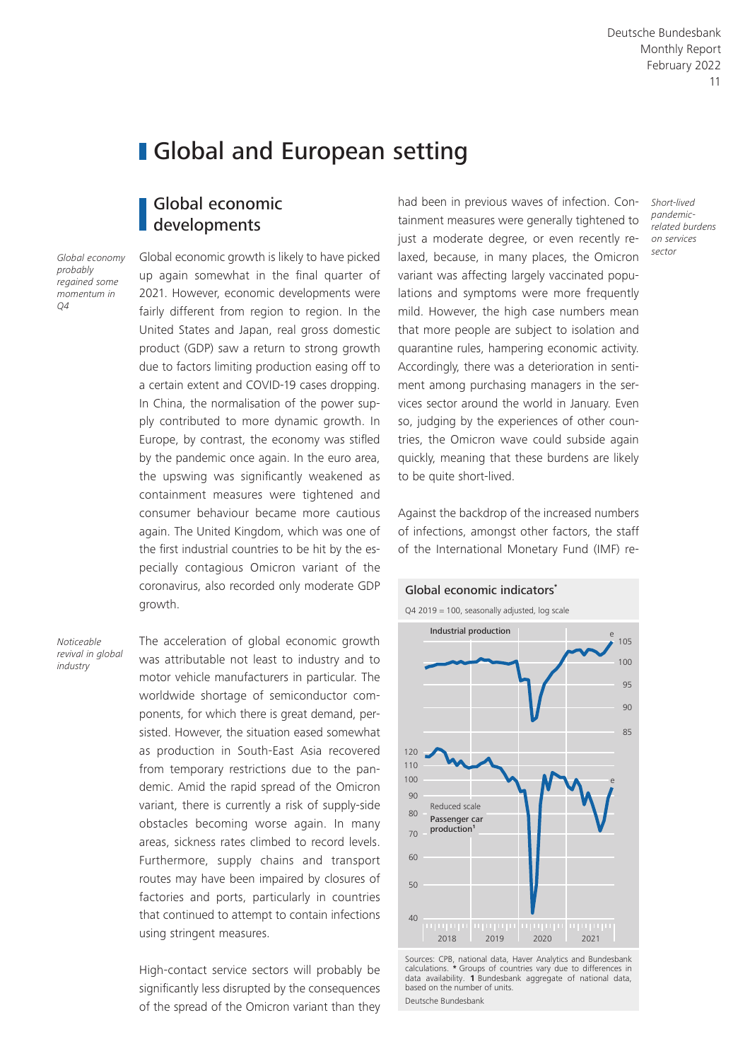# Global and European setting

## Global economic developments

*Global economy probably regained some momentum in Q4*

Global economic growth is likely to have picked up again somewhat in the final quarter of 2021. However, economic developments were fairly different from region to region. In the United States and Japan, real gross domestic product (GDP) saw a return to strong growth due to factors limiting production easing off to a certain extent and COVID-19 cases dropping. In China, the normalisation of the power supply contributed to more dynamic growth. In Europe, by contrast, the economy was stifled by the pandemic once again. In the euro area, the upswing was significantly weakened as containment measures were tightened and consumer behaviour became more cautious again. The United Kingdom, which was one of the first industrial countries to be hit by the especially contagious Omicron variant of the coronavirus, also recorded only moderate GDP growth.

*Noticeable revival in global industry*

The acceleration of global economic growth was attributable not least to industry and to motor vehicle manufacturers in particular. The worldwide shortage of semiconductor components, for which there is great demand, persisted. However, the situation eased somewhat as production in South-East Asia recovered from temporary restrictions due to the pandemic. Amid the rapid spread of the Omicron variant, there is currently a risk of supply-side obstacles becoming worse again. In many areas, sickness rates climbed to record levels. Furthermore, supply chains and transport routes may have been impaired by closures of factories and ports, particularly in countries that continued to attempt to contain infections using stringent measures.

*Short-lived pandemic-related burdens on services sector*

High-contact service sectors will probably be significantly less disrupted by the consequences of the spread of the Omicron variant than they had been in previous waves of infection. Containment measures were generally tightened to just a moderate degree, or even recently relaxed, because, in many places, the Omicron variant was affecting largely vaccinated populations and symptoms were more frequently mild. However, the high case numbers mean that more people are subject to isolation and quarantine rules, hampering economic activity. Accordingly, there was a deterioration in sentiment among purchasing managers in the services sector around the world in January. Even so, judging by the experiences of other countries, the Omicron wave could subside again quickly, meaning that these burdens are likely to be quite short-lived.

Against the backdrop of the increased numbers of infections, amongst other factors, the staff of the International Monetary Fund (IMF) re-

**Global economic indicators***

Q4 2019 = 100, seasonally adjusted, log scale

Sources: CPB, national data, Haver Analytics and Bundesbank calculations. * Groups of countries vary due to differences in data availability. 1 Bundesbank aggregate of national data, based on the number of units.

Deutsche Bundesbank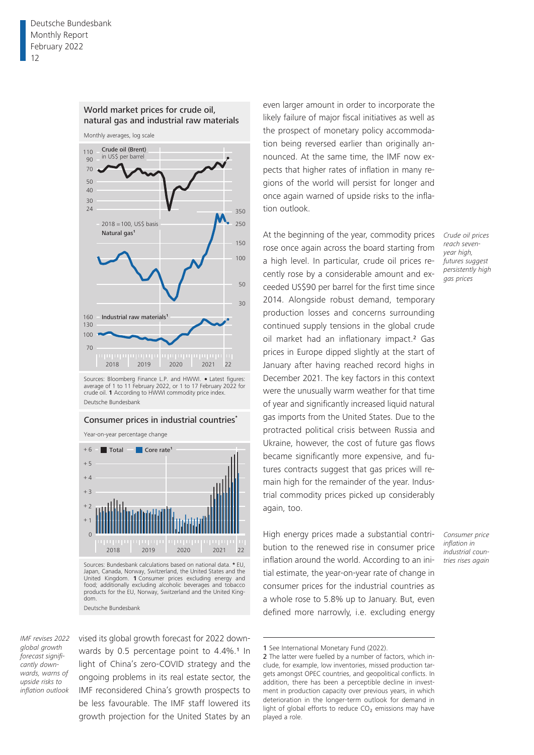### World market prices for crude oil, natural gas and industrial raw materials

Monthly averages, log scale

Sources: Bloomberg Finance L.P. and HWWI. • Latest figures: average of 1 to 11 February 2022, or 1 to 17 February 2022 for crude oil. 1 According to HWWI commodity price index.

Deutsche Bundesbank

### Consumer prices in industrial countries*

Year-on-year percentage change

Sources: Bundesbank calculations based on national data. * EU, Japan, Canada, Norway, Switzerland, the United States and the United Kingdom. 1 Consumer prices excluding energy and food; additionally excluding alcoholic beverages and tobacco products for the EU, Norway, Switzerland and the United Kingdom.

Deutsche Bundesbank

*IMF revises 2022 global growth forecast significantly downwards, warns of upside risks to inflation outlook*

vised its global growth forecast for 2022 downwards by 0.5 percentage point to 4.4%.[1] In light of China's zero-COVID strategy and the ongoing problems in its real estate sector, the IMF reconsidered China's growth prospects to be less favourable. The IMF staff lowered its growth projection for the United States by an even larger amount in order to incorporate the likely failure of major fiscal initiatives as well as the prospect of monetary policy accommodation being reversed earlier than originally announced. At the same time, the IMF now expects that higher rates of inflation in many regions of the world will persist for longer and once again warned of upside risks to the inflation outlook.

*Crude oil prices reach seven-year high, futures suggest persistently high gas prices*

At the beginning of the year, commodity prices rose once again across the board starting from a high level. In particular, crude oil prices recently rose by a considerable amount and exceeded US$90 per barrel for the first time since 2014. Alongside robust demand, temporary production losses and concerns surrounding continued supply tensions in the global crude oil market had an inflationary impact.[2] Gas prices in Europe dipped slightly at the start of January after having reached record highs in December 2021. The key factors in this context were the unusually warm weather for that time of year and significantly increased liquid natural gas imports from the United States. Due to the protracted political crisis between Russia and Ukraine, however, the cost of future gas flows became significantly more expensive, and futures contracts suggest that gas prices will remain high for the remainder of the year. Industrial commodity prices picked up considerably again, too.

*Consumer price inflation in industrial countries rises again*

High energy prices made a substantial contribution to the renewed rise in consumer price inflation around the world. According to an initial estimate, the year-on-year rate of change in consumer prices for the industrial countries as a whole rose to 5.8% up to January. But, even defined more narrowly, i.e. excluding energy

---

1 See International Monetary Fund (2022).

2 The latter were fuelled by a number of factors, which include, for example, low inventories, missed production targets amongst OPEC countries, and geopolitical conflicts. In addition, there has been a perceptible decline in investment in production capacity over previous years, in which deterioration in the longer-term outlook for demand in light of global efforts to reduce $CO_2$ emissions may have played a role.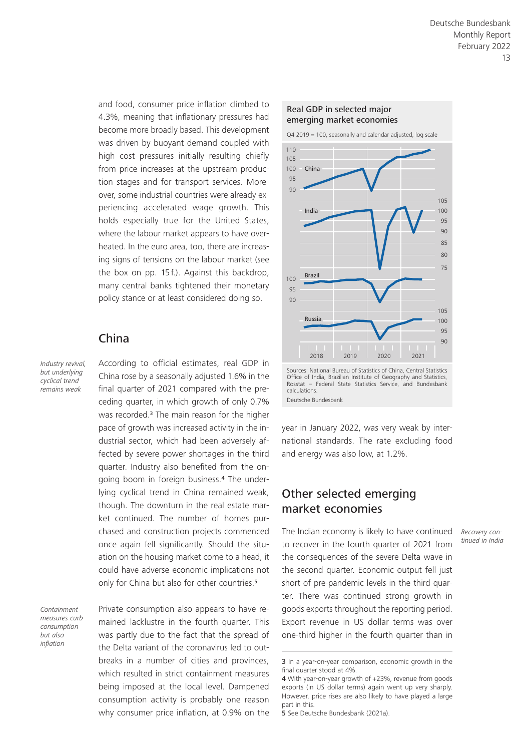and food, consumer price inflation climbed to 4.3%, meaning that inflationary pressures had become more broadly based. This development was driven by buoyant demand coupled with high cost pressures initially resulting chiefly from price increases at the upstream production stages and for transport services. Moreover, some industrial countries were already experiencing accelerated wage growth. This holds especially true for the United States, where the labour market appears to have overheated. In the euro area, too, there are increasing signs of tensions on the labour market (see the box on pp. 15 f.). Against this backdrop, many central banks tightened their monetary policy stance or at least considered doing so.

## China

*Industry revival, but underlying cyclical trend remains weak*

According to official estimates, real GDP in China rose by a seasonally adjusted 1.6% in the final quarter of 2021 compared with the preceding quarter, in which growth of only 0.7% was recorded.[3] The main reason for the higher pace of growth was increased activity in the industrial sector, which had been adversely affected by severe power shortages in the third quarter. Industry also benefited from the ongoing boom in foreign business.[4] The underlying cyclical trend in China remained weak, though. The downturn in the real estate market continued. The number of homes purchased and construction projects commenced once again fell significantly. Should the situation on the housing market come to a head, it could have adverse economic implications not only for China but also for other countries.[5]

*Containment measures curb consumption but also inflation*

Private consumption also appears to have remained lacklustre in the fourth quarter. This was partly due to the fact that the spread of the Delta variant of the coronavirus led to outbreaks in a number of cities and provinces, which resulted in strict containment measures being imposed at the local level. Dampened consumption activity is probably one reason why consumer price inflation, at 0.9% on the year in January 2022, was very weak by international standards. The rate excluding food and energy was also low, at 1.2%.

**Real GDP in selected major emerging market economies**

Q4 2019 = 100, seasonally and calendar adjusted, log scale

Sources: National Bureau of Statistics of China, Central Statistics Office of India, Brazilian Institute of Geography and Statistics, Rosstat – Federal State Statistics Service, and Bundesbank calculations.

Deutsche Bundesbank

## Other selected emerging market economies

*Recovery continued in India*

The Indian economy is likely to have continued to recover in the fourth quarter of 2021 from the consequences of the severe Delta wave in the second quarter. Economic output fell just short of pre-pandemic levels in the third quarter. There was continued strong growth in goods exports throughout the reporting period. Export revenue in US dollar terms was over one-third higher in the fourth quarter than in

---

3 In a year-on-year comparison, economic growth in the final quarter stood at 4%.

4 With year-on-year growth of +23%, revenue from goods exports (in US dollar terms) again went up very sharply. However, price rises are also likely to have played a large part in this.

5 See Deutsche Bundesbank (2021a).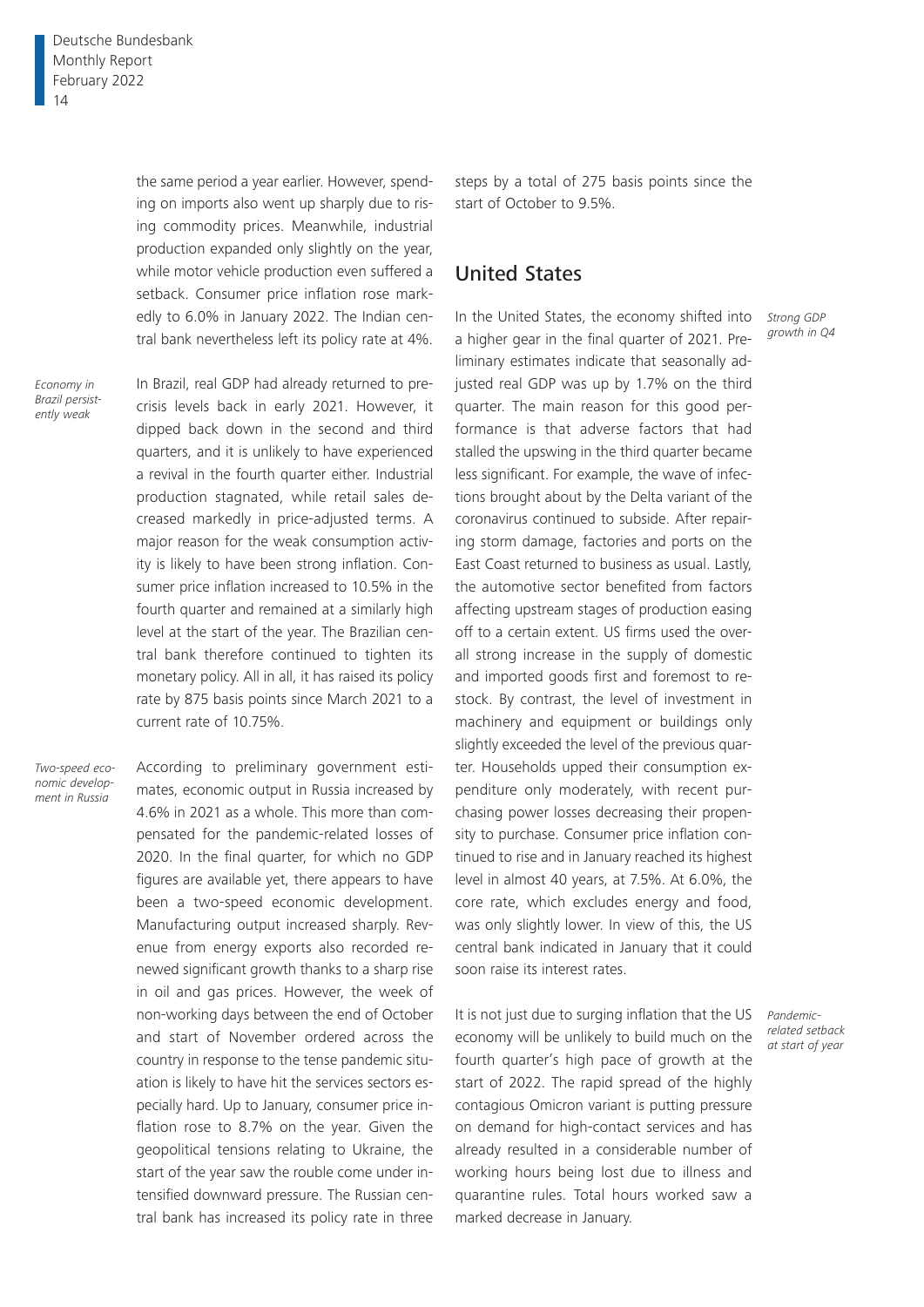the same period a year earlier. However, spending on imports also went up sharply due to rising commodity prices. Meanwhile, industrial production expanded only slightly on the year, while motor vehicle production even suffered a setback. Consumer price inflation rose markedly to 6.0% in January 2022. The Indian central bank nevertheless left its policy rate at 4%.

*Economy in Brazil persistently weak*

In Brazil, real GDP had already returned to pre-crisis levels back in early 2021. However, it dipped back down in the second and third quarters, and it is unlikely to have experienced a revival in the fourth quarter either. Industrial production stagnated, while retail sales decreased markedly in price-adjusted terms. A major reason for the weak consumption activity is likely to have been strong inflation. Consumer price inflation increased to 10.5% in the fourth quarter and remained at a similarly high level at the start of the year. The Brazilian central bank therefore continued to tighten its monetary policy. All in all, it has raised its policy rate by 875 basis points since March 2021 to a current rate of 10.75%.

*Two-speed economic development in Russia*

According to preliminary government estimates, economic output in Russia increased by 4.6% in 2021 as a whole. This more than compensated for the pandemic-related losses of 2020. In the final quarter, for which no GDP figures are available yet, there appears to have been a two-speed economic development. Manufacturing output increased sharply. Revenue from energy exports also recorded renewed significant growth thanks to a sharp rise in oil and gas prices. However, the week of non-working days between the end of October and start of November ordered across the country in response to the tense pandemic situation is likely to have hit the services sectors especially hard. Up to January, consumer price inflation rose to 8.7% on the year. Given the geopolitical tensions relating to Ukraine, the start of the year saw the rouble come under intensified downward pressure. The Russian central bank has increased its policy rate in three steps by a total of 275 basis points since the start of October to 9.5%.

## United States

*Strong GDP growth in Q4*

In the United States, the economy shifted into a higher gear in the final quarter of 2021. Preliminary estimates indicate that seasonally adjusted real GDP was up by 1.7% on the third quarter. The main reason for this good performance is that adverse factors that had stalled the upswing in the third quarter became less significant. For example, the wave of infections brought about by the Delta variant of the coronavirus continued to subside. After repairing storm damage, factories and ports on the East Coast returned to business as usual. Lastly, the automotive sector benefited from factors affecting upstream stages of production easing off to a certain extent. US firms used the overall strong increase in the supply of domestic and imported goods first and foremost to restock. By contrast, the level of investment in machinery and equipment or buildings only slightly exceeded the level of the previous quarter. Households upped their consumption expenditure only moderately, with recent purchasing power losses decreasing their propensity to purchase. Consumer price inflation continued to rise and in January reached its highest level in almost 40 years, at 7.5%. At 6.0%, the core rate, which excludes energy and food, was only slightly lower. In view of this, the US central bank indicated in January that it could soon raise its interest rates.

*Pandemic-related setback at start of year*

It is not just due to surging inflation that the US economy will be unlikely to build much on the fourth quarter's high pace of growth at the start of 2022. The rapid spread of the highly contagious Omicron variant is putting pressure on demand for high-contact services and has already resulted in a considerable number of working hours being lost due to illness and quarantine rules. Total hours worked saw a marked decrease in January.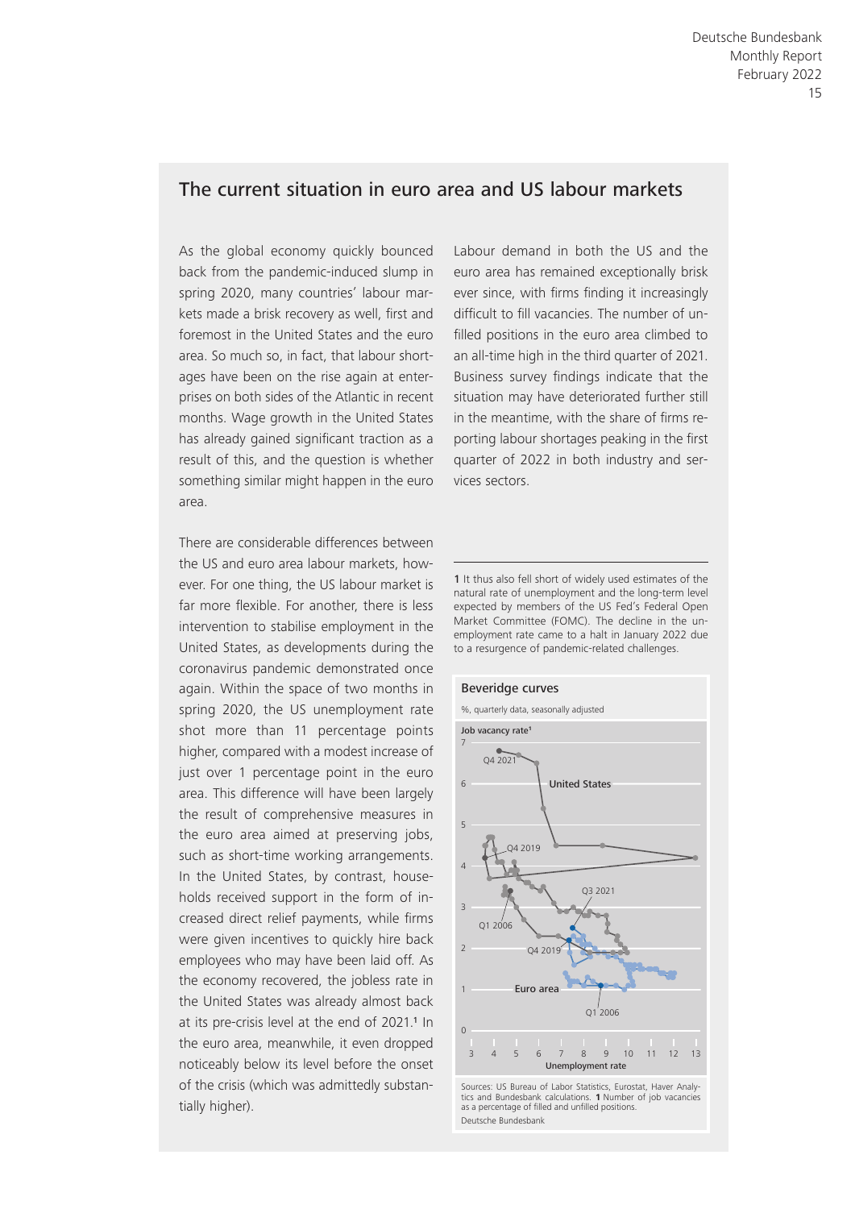## The current situation in euro area and US labour markets

As the global economy quickly bounced back from the pandemic-induced slump in spring 2020, many countries' labour markets made a brisk recovery as well, first and foremost in the United States and the euro area. So much so, in fact, that labour shortages have been on the rise again at enterprises on both sides of the Atlantic in recent months. Wage growth in the United States has already gained significant traction as a result of this, and the question is whether something similar might happen in the euro area.

There are considerable differences between the US and euro area labour markets, however. For one thing, the US labour market is far more flexible. For another, there is less intervention to stabilise employment in the United States, as developments during the coronavirus pandemic demonstrated once again. Within the space of two months in spring 2020, the US unemployment rate shot more than 11 percentage points higher, compared with a modest increase of just over 1 percentage point in the euro area. This difference will have been largely the result of comprehensive measures in the euro area aimed at preserving jobs, such as short-time working arrangements. In the United States, by contrast, households received support in the form of increased direct relief payments, while firms were given incentives to quickly hire back employees who may have been laid off. As the economy recovered, the jobless rate in the United States was already almost back at its pre-crisis level at the end of 2021.[1] In the euro area, meanwhile, it even dropped noticeably below its level before the onset of the crisis (which was admittedly substantially higher).

Labour demand in both the US and the euro area has remained exceptionally brisk ever since, with firms finding it increasingly difficult to fill vacancies. The number of unfilled positions in the euro area climbed to an all-time high in the third quarter of 2021. Business survey findings indicate that the situation may have deteriorated further still in the meantime, with the share of firms reporting labour shortages peaking in the first quarter of 2022 in both industry and services sectors.

1 It thus also fell short of widely used estimates of the natural rate of unemployment and the long-term level expected by members of the US Fed's Federal Open Market Committee (FOMC). The decline in the unemployment rate came to a halt in January 2022 due to a resurgence of pandemic-related challenges.

**Beveridge curves**

%, quarterly data, seasonally adjusted

Sources: US Bureau of Labor Statistics, Eurostat, Haver Analytics and Bundesbank calculations. 1 Number of job vacancies as a percentage of filled and unfilled positions.

Deutsche Bundesbank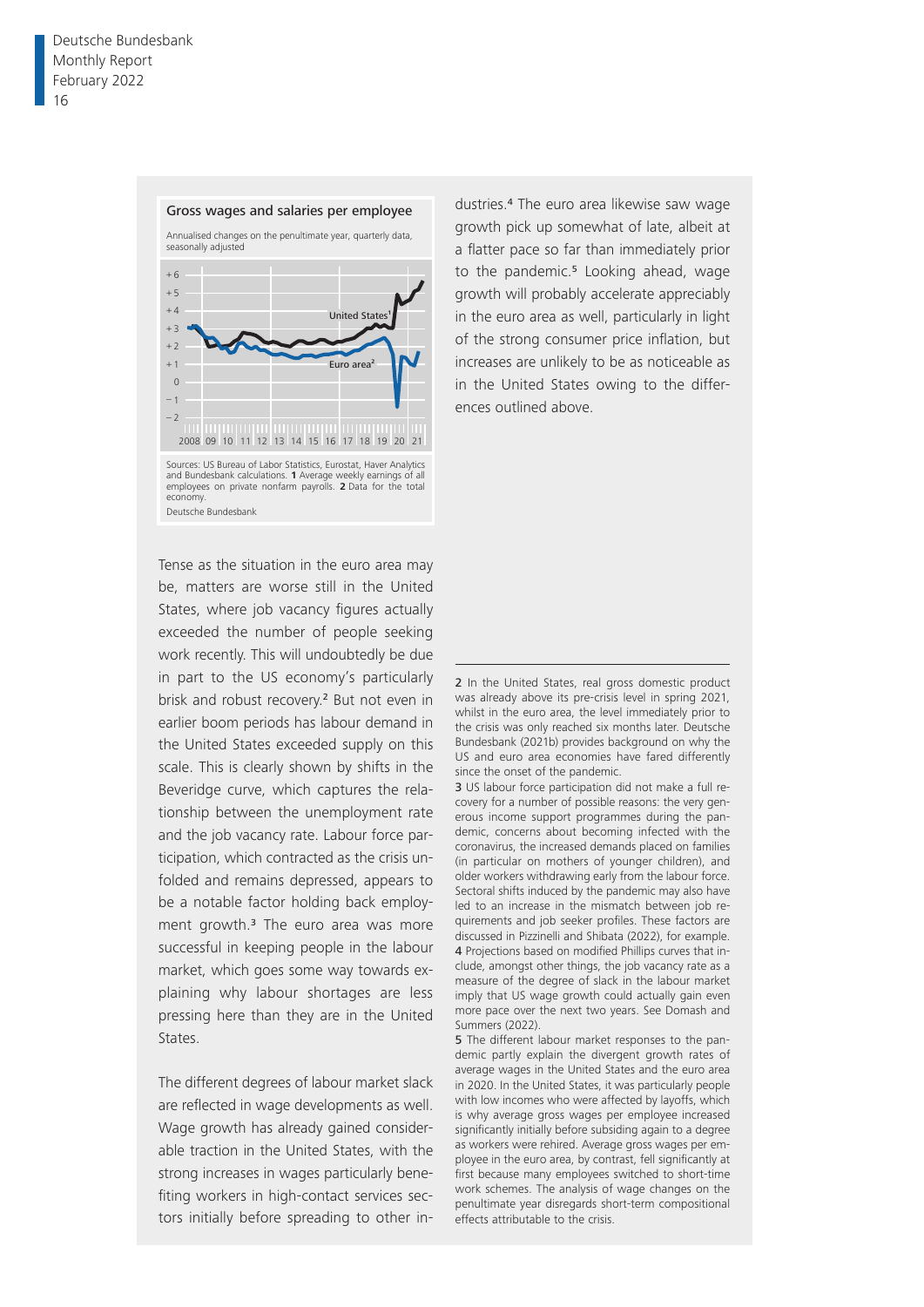**Gross wages and salaries per employee**

Annualised changes on the penultimate year, quarterly data, seasonally adjusted

Sources: US Bureau of Labor Statistics, Eurostat, Haver Analytics and Bundesbank calculations. **1** Average weekly earnings of all employees on private nonfarm payrolls. **2** Data for the total economy.

Deutsche Bundesbank

Tense as the situation in the euro area may be, matters are worse still in the United States, where job vacancy figures actually exceeded the number of people seeking work recently. This will undoubtedly be due in part to the US economy's particularly brisk and robust recovery.[2] But not even in earlier boom periods has labour demand in the United States exceeded supply on this scale. This is clearly shown by shifts in the Beveridge curve, which captures the relationship between the unemployment rate and the job vacancy rate. Labour force participation, which contracted as the crisis unfolded and remains depressed, appears to be a notable factor holding back employment growth.[3] The euro area was more successful in keeping people in the labour market, which goes some way towards explaining why labour shortages are less pressing here than they are in the United States.

The different degrees of labour market slack are reflected in wage developments as well. Wage growth has already gained considerable traction in the United States, with the strong increases in wages particularly benefiting workers in high-contact services sectors initially before spreading to other industries.[4] The euro area likewise saw wage growth pick up somewhat of late, albeit at a flatter pace so far than immediately prior to the pandemic.[5] Looking ahead, wage growth will probably accelerate appreciably in the euro area as well, particularly in light of the strong consumer price inflation, but increases are unlikely to be as noticeable as in the United States owing to the differences outlined above.

---

**2** In the United States, real gross domestic product was already above its pre-crisis level in spring 2021, whilst in the euro area, the level immediately prior to the crisis was only reached six months later. Deutsche Bundesbank (2021b) provides background on why the US and euro area economies have fared differently since the onset of the pandemic.

**3** US labour force participation did not make a full recovery for a number of possible reasons: the very generous income support programmes during the pandemic, concerns about becoming infected with the coronavirus, the increased demands placed on families (in particular on mothers of younger children), and older workers withdrawing early from the labour force. Sectoral shifts induced by the pandemic may also have led to an increase in the mismatch between job requirements and job seeker profiles. These factors are discussed in Pizzinelli and Shibata (2022), for example.

**4** Projections based on modified Phillips curves that include, amongst other things, the job vacancy rate as a measure of the degree of slack in the labour market imply that US wage growth could actually gain even more pace over the next two years. See Domash and Summers (2022).

**5** The different labour market responses to the pandemic partly explain the divergent growth rates of average wages in the United States and the euro area in 2020. In the United States, it was particularly people with low incomes who were affected by layoffs, which is why average gross wages per employee increased significantly initially before subsiding again to a degree as workers were rehired. Average gross wages per employee in the euro area, by contrast, fell significantly at first because many employees switched to short-time work schemes. The analysis of wage changes on the penultimate year disregards short-term compositional effects attributable to the crisis.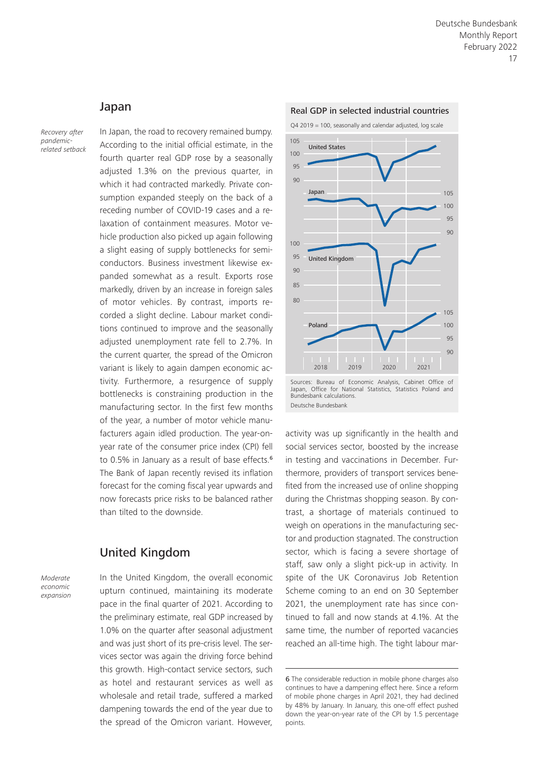## Japan

*Recovery after pandemic-related setback*

In Japan, the road to recovery remained bumpy. According to the initial official estimate, in the fourth quarter real GDP rose by a seasonally adjusted 1.3% on the previous quarter, in which it had contracted markedly. Private consumption expanded steeply on the back of a receding number of COVID-19 cases and a relaxation of containment measures. Motor vehicle production also picked up again following a slight easing of supply bottlenecks for semiconductors. Business investment likewise expanded somewhat as a result. Exports rose markedly, driven by an increase in foreign sales of motor vehicles. By contrast, imports recorded a slight decline. Labour market conditions continued to improve and the seasonally adjusted unemployment rate fell to 2.7%. In the current quarter, the spread of the Omicron variant is likely to again dampen economic activity. Furthermore, a resurgence of supply bottlenecks is constraining production in the manufacturing sector. In the first few months of the year, a number of motor vehicle manufacturers again idled production. The year-on-year rate of the consumer price index (CPI) fell to 0.5% in January as a result of base effects.[6] The Bank of Japan recently revised its inflation forecast for the coming fiscal year upwards and now forecasts price risks to be balanced rather than tilted to the downside.

**Real GDP in selected industrial countries**

Q4 2019 = 100, seasonally and calendar adjusted, log scale

Sources: Bureau of Economic Analysis, Cabinet Office of Japan, Office for National Statistics, Statistics Poland and Bundesbank calculations.

Deutsche Bundesbank

## United Kingdom

*Moderate economic expansion*

In the United Kingdom, the overall economic upturn continued, maintaining its moderate pace in the final quarter of 2021. According to the preliminary estimate, real GDP increased by 1.0% on the quarter after seasonal adjustment and was just short of its pre-crisis level. The services sector was again the driving force behind this growth. High-contact service sectors, such as hotel and restaurant services as well as wholesale and retail trade, suffered a marked dampening towards the end of the year due to the spread of the Omicron variant. However, activity was up significantly in the health and social services sector, boosted by the increase in testing and vaccinations in December. Furthermore, providers of transport services benefited from the increased use of online shopping during the Christmas shopping season. By contrast, a shortage of materials continued to weigh on operations in the manufacturing sector and production stagnated. The construction sector, which is facing a severe shortage of staff, saw only a slight pick-up in activity. In spite of the UK Coronavirus Job Retention Scheme coming to an end on 30 September 2021, the unemployment rate has since continued to fall and now stands at 4.1%. At the same time, the number of reported vacancies reached an all-time high. The tight labour mar-

---

6 The considerable reduction in mobile phone charges also continues to have a dampening effect here. Since a reform of mobile phone charges in April 2021, they had declined by 48% by January. In January, this one-off effect pushed down the year-on-year rate of the CPI by 1.5 percentage points.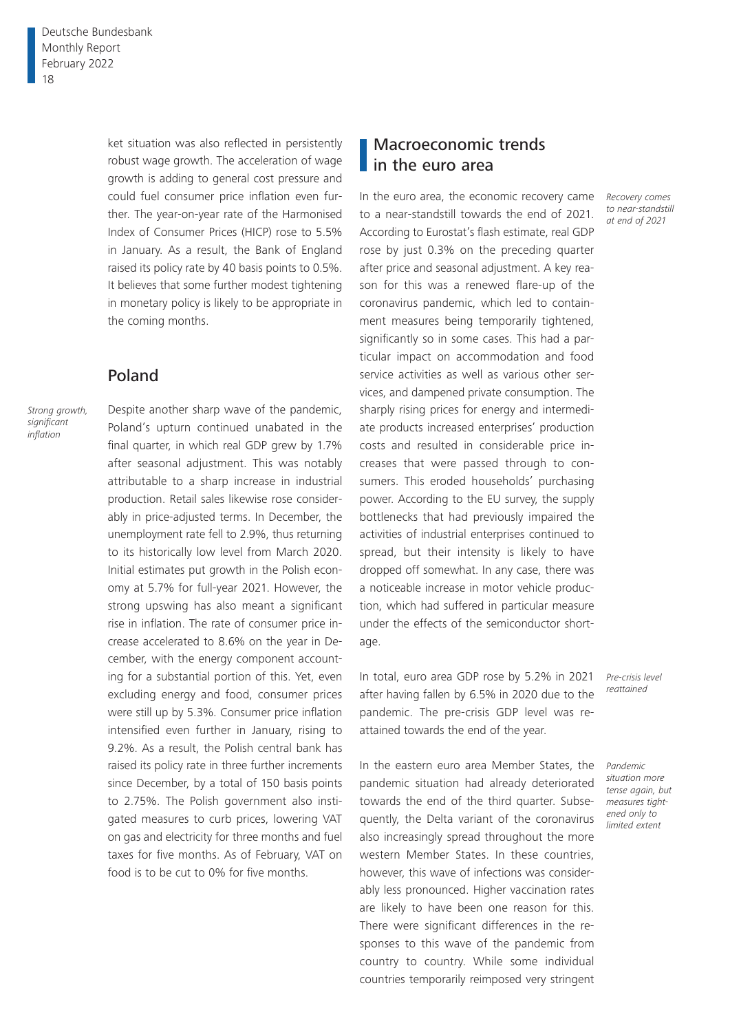ket situation was also reflected in persistently robust wage growth. The acceleration of wage growth is adding to general cost pressure and could fuel consumer price inflation even further. The year-on-year rate of the Harmonised Index of Consumer Prices (HICP) rose to 5.5% in January. As a result, the Bank of England raised its policy rate by 40 basis points to 0.5%. It believes that some further modest tightening in monetary policy is likely to be appropriate in the coming months.

## Poland

*Strong growth, significant inflation*

Despite another sharp wave of the pandemic, Poland's upturn continued unabated in the final quarter, in which real GDP grew by 1.7% after seasonal adjustment. This was notably attributable to a sharp increase in industrial production. Retail sales likewise rose considerably in price-adjusted terms. In December, the unemployment rate fell to 2.9%, thus returning to its historically low level from March 2020. Initial estimates put growth in the Polish economy at 5.7% for full-year 2021. However, the strong upswing has also meant a significant rise in inflation. The rate of consumer price increase accelerated to 8.6% on the year in December, with the energy component accounting for a substantial portion of this. Yet, even excluding energy and food, consumer prices were still up by 5.3%. Consumer price inflation intensified even further in January, rising to 9.2%. As a result, the Polish central bank has raised its policy rate in three further increments since December, by a total of 150 basis points to 2.75%. The Polish government also instigated measures to curb prices, lowering VAT on gas and electricity for three months and fuel taxes for five months. As of February, VAT on food is to be cut to 0% for five months.

# Macroeconomic trends in the euro area

*Recovery comes to near-standstill at end of 2021*

In the euro area, the economic recovery came to a near-standstill towards the end of 2021. According to Eurostat's flash estimate, real GDP rose by just 0.3% on the preceding quarter after price and seasonal adjustment. A key reason for this was a renewed flare-up of the coronavirus pandemic, which led to containment measures being temporarily tightened, significantly so in some cases. This had a particular impact on accommodation and food service activities as well as various other services, and dampened private consumption. The sharply rising prices for energy and intermediate products increased enterprises' production costs and resulted in considerable price increases that were passed through to consumers. This eroded households' purchasing power. According to the EU survey, the supply bottlenecks that had previously impaired the activities of industrial enterprises continued to spread, but their intensity is likely to have dropped off somewhat. In any case, there was a noticeable increase in motor vehicle production, which had suffered in particular measure under the effects of the semiconductor shortage.

*Pre-crisis level reattained*

In total, euro area GDP rose by 5.2% in 2021 after having fallen by 6.5% in 2020 due to the pandemic. The pre-crisis GDP level was reattained towards the end of the year.

*Pandemic situation more tense again, but measures tightened only to limited extent*

In the eastern euro area Member States, the pandemic situation had already deteriorated towards the end of the third quarter. Subsequently, the Delta variant of the coronavirus also increasingly spread throughout the more western Member States. In these countries, however, this wave of infections was considerably less pronounced. Higher vaccination rates are likely to have been one reason for this. There were significant differences in the responses to this wave of the pandemic from country to country. While some individual countries temporarily reimposed very stringent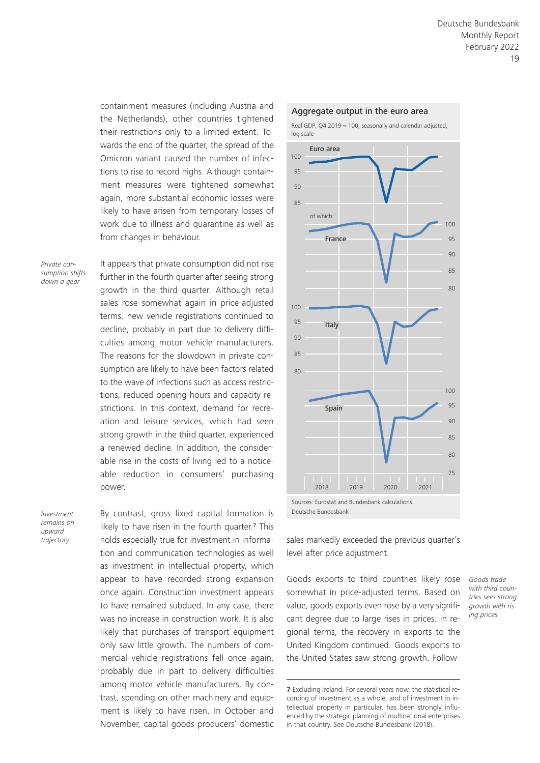containment measures (including Austria and the Netherlands), other countries tightened their restrictions only to a limited extent. Towards the end of the quarter, the spread of the Omicron variant caused the number of infections to rise to record highs. Although containment measures were tightened somewhat again, more substantial economic losses were likely to have arisen from temporary losses of work due to illness and quarantine as well as from changes in behaviour.

*Private consumption shifts down a gear*

It appears that private consumption did not rise further in the fourth quarter after seeing strong growth in the third quarter. Although retail sales rose somewhat again in price-adjusted terms, new vehicle registrations continued to decline, probably in part due to delivery difficulties among motor vehicle manufacturers. The reasons for the slowdown in private consumption are likely to have been factors related to the wave of infections such as access restrictions, reduced opening hours and capacity restrictions. In this context, demand for recreation and leisure services, which had seen strong growth in the third quarter, experienced a renewed decline. In addition, the considerable rise in the costs of living led to a noticeable reduction in consumers' purchasing power.

*Investment remains on upward trajectory*

By contrast, gross fixed capital formation is likely to have risen in the fourth quarter.[7] This holds especially true for investment in information and communication technologies as well as investment in intellectual property, which appear to have recorded strong expansion once again. Construction investment appears to have remained subdued. In any case, there was no increase in construction work. It is also likely that purchases of transport equipment only saw little growth. The numbers of commercial vehicle registrations fell once again, probably due in part to delivery difficulties among motor vehicle manufacturers. By contrast, spending on other machinery and equipment is likely to have risen. In October and November, capital goods producers' domestic sales markedly exceeded the previous quarter's level after price adjustment.

**Aggregate output in the euro area**

Real GDP, Q4 2019 = 100, seasonally and calendar adjusted, log scale

Sources: Eurostat and Bundesbank calculations.
Deutsche Bundesbank

*Goods trade with third countries sees strong growth with rising prices*

Goods exports to third countries likely rose somewhat in price-adjusted terms. Based on value, goods exports even rose by a very significant degree due to large rises in prices. In regional terms, the recovery in exports to the United Kingdom continued. Goods exports to the United States saw strong growth. Follow-

---

7 Excluding Ireland. For several years now, the statistical recording of investment as a whole, and of investment in intellectual property in particular, has been strongly influenced by the strategic planning of multinational enterprises in that country. See Deutsche Bundesbank (2018).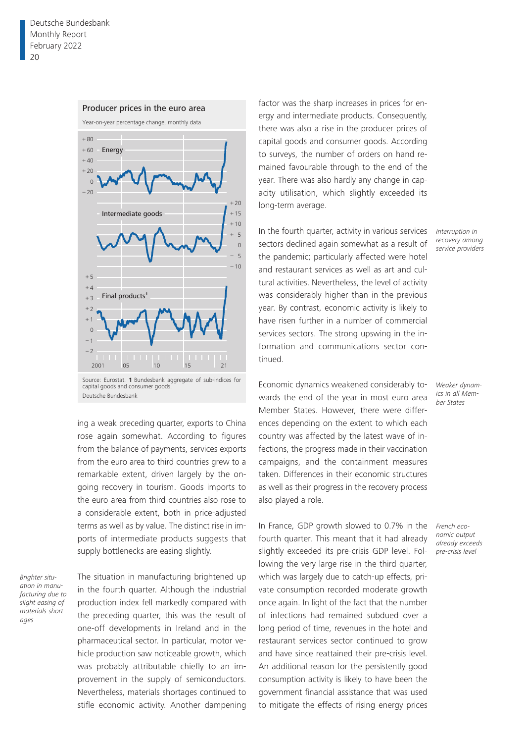**Producer prices in the euro area**

Year-on-year percentage change, monthly data

Source: Eurostat. 1 Bundesbank aggregate of sub-indices for capital goods and consumer goods.
Deutsche Bundesbank

ing a weak preceding quarter, exports to China rose again somewhat. According to figures from the balance of payments, services exports from the euro area to third countries grew to a remarkable extent, driven largely by the ongoing recovery in tourism. Goods imports to the euro area from third countries also rose to a considerable extent, both in price-adjusted terms as well as by value. The distinct rise in imports of intermediate products suggests that supply bottlenecks are easing slightly.

*Brighter situation in manufacturing due to slight easing of materials shortages*

The situation in manufacturing brightened up in the fourth quarter. Although the industrial production index fell markedly compared with the preceding quarter, this was the result of one-off developments in Ireland and in the pharmaceutical sector. In particular, motor vehicle production saw noticeable growth, which was probably attributable chiefly to an improvement in the supply of semiconductors. Nevertheless, materials shortages continued to stifle economic activity. Another dampening factor was the sharp increases in prices for energy and intermediate products. Consequently, there was also a rise in the producer prices of capital goods and consumer goods. According to surveys, the number of orders on hand remained favourable through to the end of the year. There was also hardly any change in capacity utilisation, which slightly exceeded its long-term average.

*Interruption in recovery among service providers*

In the fourth quarter, activity in various services sectors declined again somewhat as a result of the pandemic; particularly affected were hotel and restaurant services as well as art and cultural activities. Nevertheless, the level of activity was considerably higher than in the previous year. By contrast, economic activity is likely to have risen further in a number of commercial services sectors. The strong upswing in the information and communications sector continued.

*Weaker dynamics in all Member States*

Economic dynamics weakened considerably towards the end of the year in most euro area Member States. However, there were differences depending on the extent to which each country was affected by the latest wave of infections, the progress made in their vaccination campaigns, and the containment measures taken. Differences in their economic structures as well as their progress in the recovery process also played a role.

*French economic output already exceeds pre-crisis level*

In France, GDP growth slowed to 0.7% in the fourth quarter. This meant that it had already slightly exceeded its pre-crisis GDP level. Following the very large rise in the third quarter, which was largely due to catch-up effects, private consumption recorded moderate growth once again. In light of the fact that the number of infections had remained subdued over a long period of time, revenues in the hotel and restaurant services sector continued to grow and have since reattained their pre-crisis level. An additional reason for the persistently good consumption activity is likely to have been the government financial assistance that was used to mitigate the effects of rising energy prices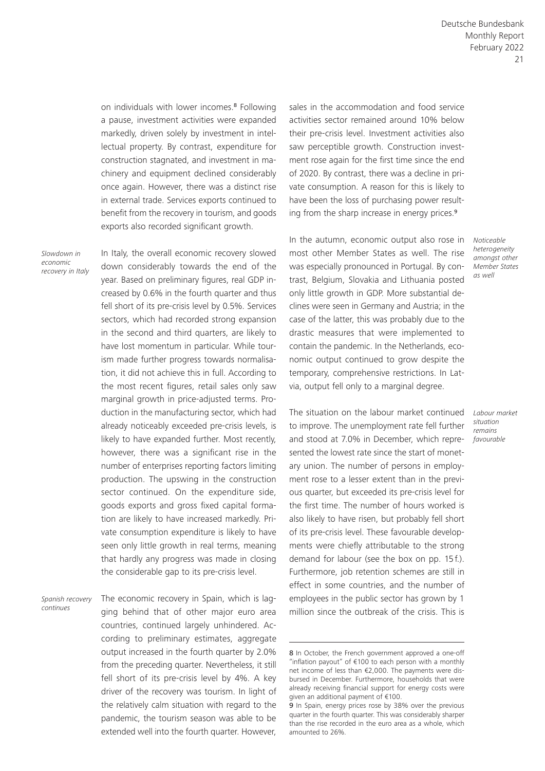on individuals with lower incomes.[8] Following a pause, investment activities were expanded markedly, driven solely by investment in intellectual property. By contrast, expenditure for construction stagnated, and investment in machinery and equipment declined considerably once again. However, there was a distinct rise in external trade. Services exports continued to benefit from the recovery in tourism, and goods exports also recorded significant growth.

*Slowdown in economic recovery in Italy*

In Italy, the overall economic recovery slowed down considerably towards the end of the year. Based on preliminary figures, real GDP increased by 0.6% in the fourth quarter and thus fell short of its pre-crisis level by 0.5%. Services sectors, which had recorded strong expansion in the second and third quarters, are likely to have lost momentum in particular. While tourism made further progress towards normalisation, it did not achieve this in full. According to the most recent figures, retail sales only saw marginal growth in price-adjusted terms. Production in the manufacturing sector, which had already noticeably exceeded pre-crisis levels, is likely to have expanded further. Most recently, however, there was a significant rise in the number of enterprises reporting factors limiting production. The upswing in the construction sector continued. On the expenditure side, goods exports and gross fixed capital formation are likely to have increased markedly. Private consumption expenditure is likely to have seen only little growth in real terms, meaning that hardly any progress was made in closing the considerable gap to its pre-crisis level.

*Spanish recovery continues*

The economic recovery in Spain, which is lagging behind that of other major euro area countries, continued largely unhindered. According to preliminary estimates, aggregate output increased in the fourth quarter by 2.0% from the preceding quarter. Nevertheless, it still fell short of its pre-crisis level by 4%. A key driver of the recovery was tourism. In light of the relatively calm situation with regard to the pandemic, the tourism season was able to be extended well into the fourth quarter. However, sales in the accommodation and food service activities sector remained around 10% below their pre-crisis level. Investment activities also saw perceptible growth. Construction investment rose again for the first time since the end of 2020. By contrast, there was a decline in private consumption. A reason for this is likely to have been the loss of purchasing power resulting from the sharp increase in energy prices.[9]

*Noticeable heterogeneity amongst other Member States as well*

In the autumn, economic output also rose in most other Member States as well. The rise was especially pronounced in Portugal. By contrast, Belgium, Slovakia and Lithuania posted only little growth in GDP. More substantial declines were seen in Germany and Austria; in the case of the latter, this was probably due to the drastic measures that were implemented to contain the pandemic. In the Netherlands, economic output continued to grow despite the temporary, comprehensive restrictions. In Latvia, output fell only to a marginal degree.

*Labour market situation remains favourable*

The situation on the labour market continued to improve. The unemployment rate fell further and stood at 7.0% in December, which represented the lowest rate since the start of monetary union. The number of persons in employment rose to a lesser extent than in the previous quarter, but exceeded its pre-crisis level for the first time. The number of hours worked is also likely to have risen, but probably fell short of its pre-crisis level. These favourable developments were chiefly attributable to the strong demand for labour (see the box on pp. 15 f.). Furthermore, job retention schemes are still in effect in some countries, and the number of employees in the public sector has grown by 1 million since the outbreak of the crisis. This is

---

8 In October, the French government approved a one-off "inflation payout" of €100 to each person with a monthly net income of less than €2,000. The payments were disbursed in December. Furthermore, households that were already receiving financial support for energy costs were given an additional payment of €100.

9 In Spain, energy prices rose by 38% over the previous quarter in the fourth quarter. This was considerably sharper than the rise recorded in the euro area as a whole, which amounted to 26%.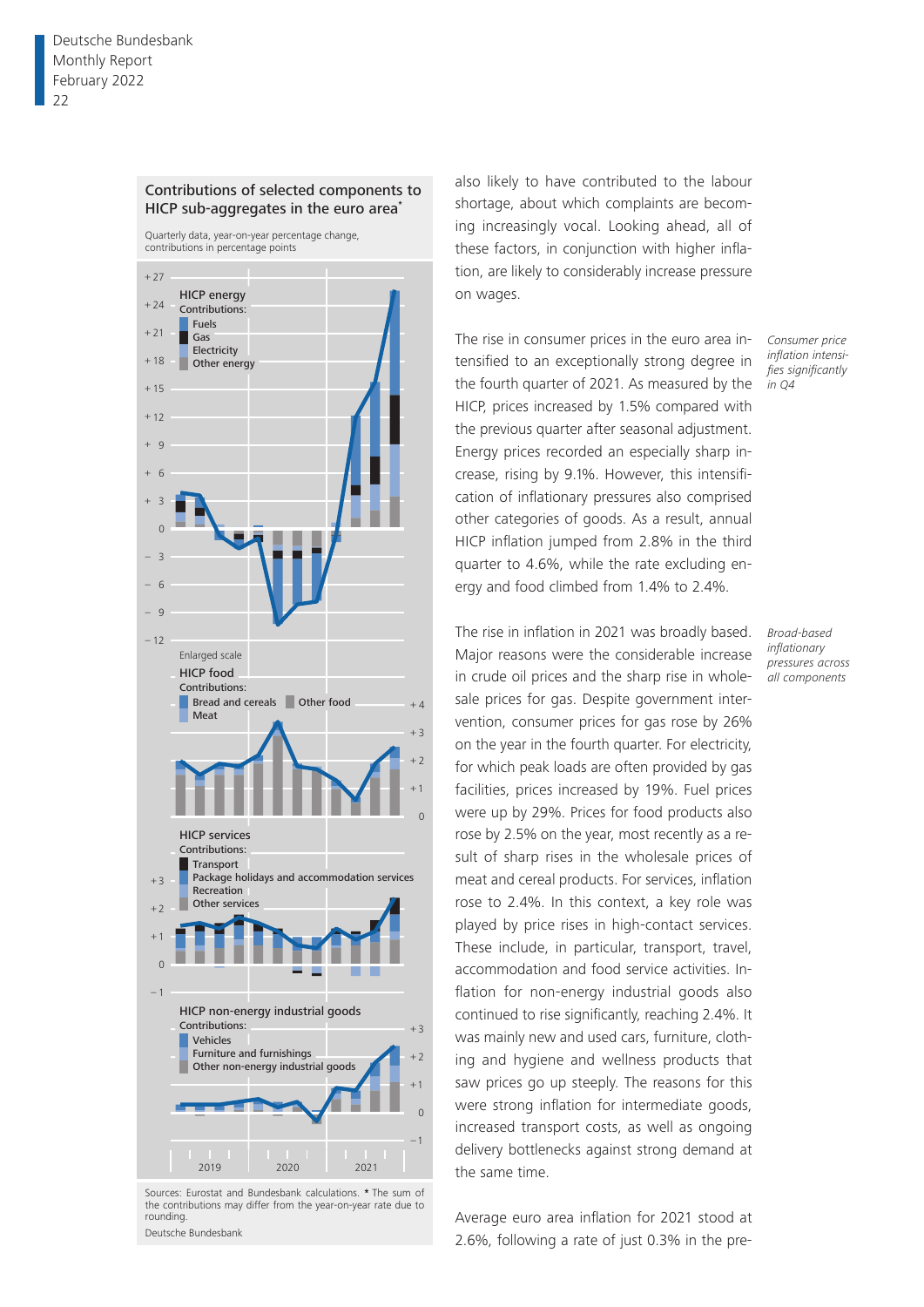**Contributions of selected components to HICP sub-aggregates in the euro area***

Quarterly data, year-on-year percentage change, contributions in percentage points

HICP energy
Contributions:
Fuels
Gas
Electricity
Other energy

Enlarged scale

HICP food
Contributions:
Bread and cereals
Meat
Other food

HICP services
Contributions:
Transport
Package holidays and accommodation services
Recreation
Other services

HICP non-energy industrial goods
Contributions:
Vehicles
Furniture and furnishings
Other non-energy industrial goods

2019 2020 2021

Sources: Eurostat and Bundesbank calculations. * The sum of the contributions may differ from the year-on-year rate due to rounding.
Deutsche Bundesbank

also likely to have contributed to the labour shortage, about which complaints are becoming increasingly vocal. Looking ahead, all of these factors, in conjunction with higher inflation, are likely to considerably increase pressure on wages.

*Consumer price inflation intensifies significantly in Q4*

The rise in consumer prices in the euro area intensified to an exceptionally strong degree in the fourth quarter of 2021. As measured by the HICP, prices increased by 1.5% compared with the previous quarter after seasonal adjustment. Energy prices recorded an especially sharp increase, rising by 9.1%. However, this intensification of inflationary pressures also comprised other categories of goods. As a result, annual HICP inflation jumped from 2.8% in the third quarter to 4.6%, while the rate excluding energy and food climbed from 1.4% to 2.4%.

*Broad-based inflationary pressures across all components*

The rise in inflation in 2021 was broadly based. Major reasons were the considerable increase in crude oil prices and the sharp rise in wholesale prices for gas. Despite government intervention, consumer prices for gas rose by 26% on the year in the fourth quarter. For electricity, for which peak loads are often provided by gas facilities, prices increased by 19%. Fuel prices were up by 29%. Prices for food products also rose by 2.5% on the year, most recently as a result of sharp rises in the wholesale prices of meat and cereal products. For services, inflation rose to 2.4%. In this context, a key role was played by price rises in high-contact services. These include, in particular, transport, travel, accommodation and food service activities. Inflation for non-energy industrial goods also continued to rise significantly, reaching 2.4%. It was mainly new and used cars, furniture, clothing and hygiene and wellness products that saw prices go up steeply. The reasons for this were strong inflation for intermediate goods, increased transport costs, as well as ongoing delivery bottlenecks against strong demand at the same time.

Average euro area inflation for 2021 stood at 2.6%, following a rate of just 0.3% in the pre-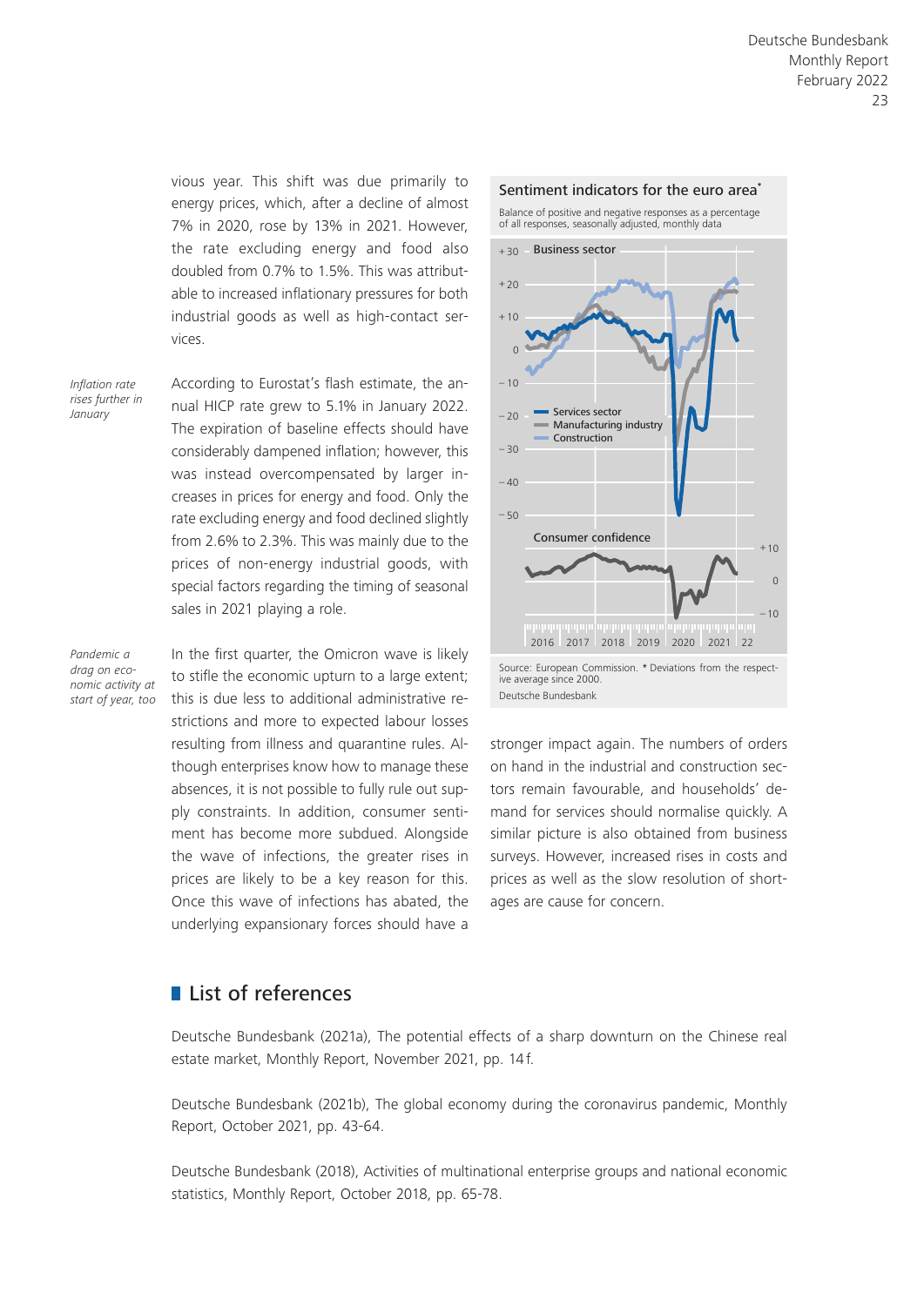vious year. This shift was due primarily to energy prices, which, after a decline of almost 7% in 2020, rose by 13% in 2021. However, the rate excluding energy and food also doubled from 0.7% to 1.5%. This was attributable to increased inflationary pressures for both industrial goods as well as high-contact services.

*Inflation rate rises further in January*

According to Eurostat's flash estimate, the annual HICP rate grew to 5.1% in January 2022. The expiration of baseline effects should have considerably dampened inflation; however, this was instead overcompensated by larger increases in prices for energy and food. Only the rate excluding energy and food declined slightly from 2.6% to 2.3%. This was mainly due to the prices of non-energy industrial goods, with special factors regarding the timing of seasonal sales in 2021 playing a role.

*Pandemic a drag on economic activity at start of year, too*

In the first quarter, the Omicron wave is likely to stifle the economic upturn to a large extent; this is due less to additional administrative restrictions and more to expected labour losses resulting from illness and quarantine rules. Although enterprises know how to manage these absences, it is not possible to fully rule out supply constraints. In addition, consumer sentiment has become more subdued. Alongside the wave of infections, the greater rises in prices are likely to be a key reason for this. Once this wave of infections has abated, the underlying expansionary forces should have a stronger impact again. The numbers of orders on hand in the industrial and construction sectors remain favourable, and households' demand for services should normalise quickly. A similar picture is also obtained from business surveys. However, increased rises in costs and prices as well as the slow resolution of shortages are cause for concern.

**Sentiment indicators for the euro area***

Balance of positive and negative responses as a percentage of all responses, seasonally adjusted, monthly data

Source: European Commission. * Deviations from the respective average since 2000.
Deutsche Bundesbank

## List of references

Deutsche Bundesbank (2021a), The potential effects of a sharp downturn on the Chinese real estate market, Monthly Report, November 2021, pp. 14 f.

Deutsche Bundesbank (2021b), The global economy during the coronavirus pandemic, Monthly Report, October 2021, pp. 43-64.

Deutsche Bundesbank (2018), Activities of multinational enterprise groups and national economic statistics, Monthly Report, October 2018, pp. 65-78.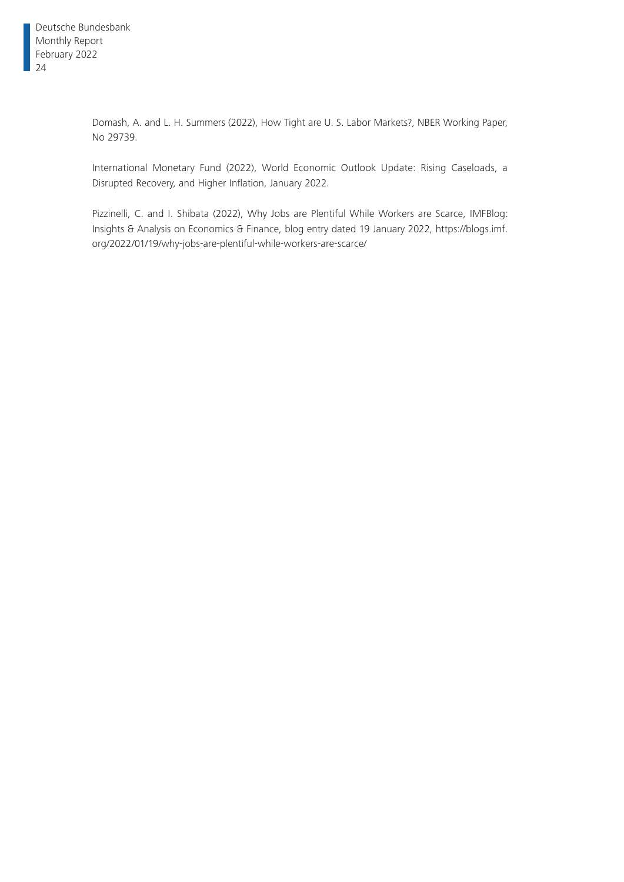Domash, A. and L. H. Summers (2022), How Tight are U. S. Labor Markets?, NBER Working Paper, No 29739.

International Monetary Fund (2022), World Economic Outlook Update: Rising Caseloads, a Disrupted Recovery, and Higher Inflation, January 2022.

Pizzinelli, C. and I. Shibata (2022), Why Jobs are Plentiful While Workers are Scarce, IMFBlog: Insights & Analysis on Economics & Finance, blog entry dated 19 January 2022, https://blogs.imf.org/2022/01/19/why-jobs-are-plentiful-while-workers-are-scarce/